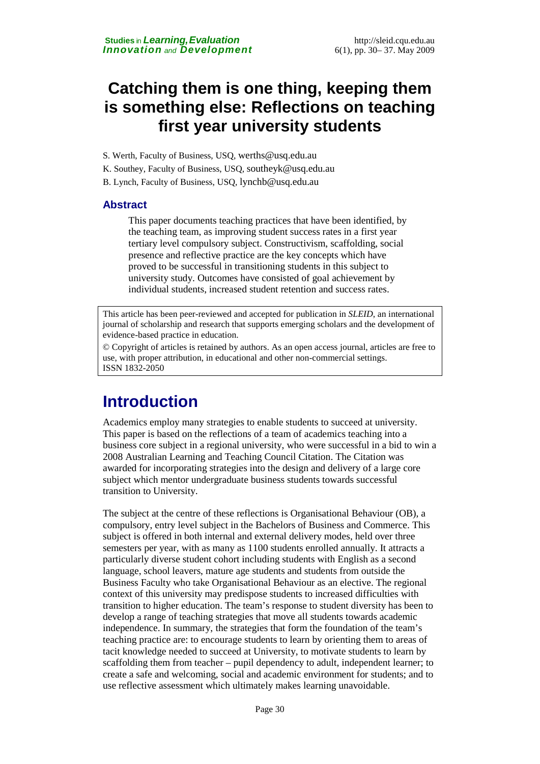# Catching them is one thing, keeping them is something else: Reflections on teaching first year university students

S. Werth, Faculty of Business, USQ, werths@usq.edu.au

K. Southey, Faculty of Business, USQ, southeyk@usq.edu.au

B. Lynch, Faculty of Business, USQ, lynchb@usq.edu.au

## Abstract

This paper documents teaching practices that have been identified, by the teaching team, as improving student success rates in a first year tertiary level compulsory subject. Constructivism, scaffolding, social presence and reflective practice are the key concepts which have proved to be successful in transitioning students in this subject to university study. Outcomes have consisted of goal achievement by individual students, increased student retention and success rates.

This article has been peer-reviewed and accepted for publication in *SLEID*, an international journal of scholarship and research that supports emerging scholars and the development of evidence-based practice in education.

© Copyright of articles is retained by authors. As an open access journal, articles are free to use, with proper attribution, in educational and other non-commercial settings.
ISSN 1832-2050

# Introduction

Academics employ many strategies to enable students to succeed at university. This paper is based on the reflections of a team of academics teaching into a business core subject in a regional university, who were successful in a bid to win a 2008 Australian Learning and Teaching Council Citation. The Citation was awarded for incorporating strategies into the design and delivery of a large core subject which mentor undergraduate business students towards successful transition to University.

The subject at the centre of these reflections is Organisational Behaviour (OB), a compulsory, entry level subject in the Bachelors of Business and Commerce. This subject is offered in both internal and external delivery modes, held over three semesters per year, with as many as 1100 students enrolled annually. It attracts a particularly diverse student cohort including students with English as a second language, school leavers, mature age students and students from outside the Business Faculty who take Organisational Behaviour as an elective. The regional context of this university may predispose students to increased difficulties with transition to higher education. The team's response to student diversity has been to develop a range of teaching strategies that move all students towards academic independence. In summary, the strategies that form the foundation of the team's teaching practice are: to encourage students to learn by orienting them to areas of tacit knowledge needed to succeed at University, to motivate students to learn by scaffolding them from teacher – pupil dependency to adult, independent learner; to create a safe and welcoming, social and academic environment for students; and to use reflective assessment which ultimately makes learning unavoidable.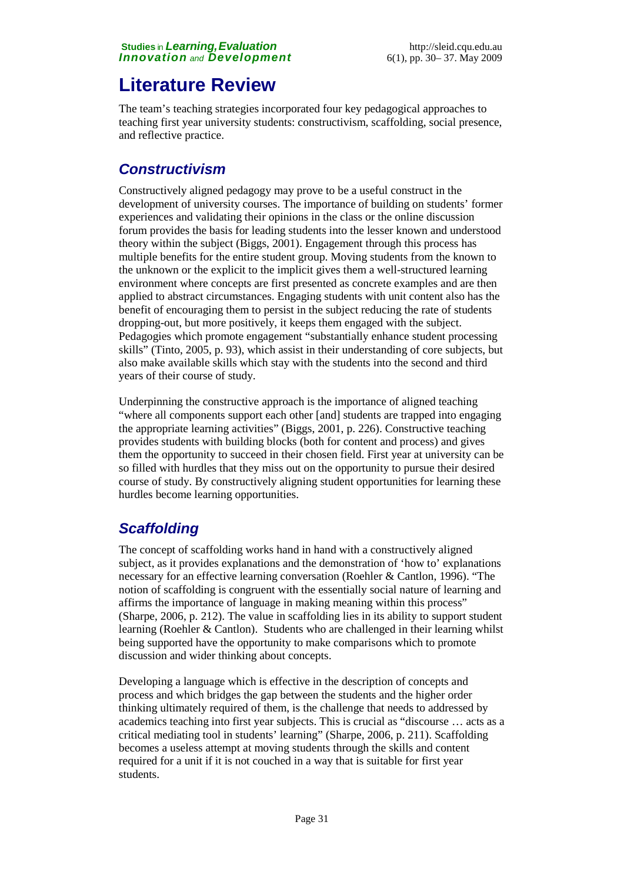# Literature Review

The team's teaching strategies incorporated four key pedagogical approaches to teaching first year university students: constructivism, scaffolding, social presence, and reflective practice.

## *Constructivism*

Constructively aligned pedagogy may prove to be a useful construct in the development of university courses. The importance of building on students' former experiences and validating their opinions in the class or the online discussion forum provides the basis for leading students into the lesser known and understood theory within the subject (Biggs, 2001). Engagement through this process has multiple benefits for the entire student group. Moving students from the known to the unknown or the explicit to the implicit gives them a well-structured learning environment where concepts are first presented as concrete examples and are then applied to abstract circumstances. Engaging students with unit content also has the benefit of encouraging them to persist in the subject reducing the rate of students dropping-out, but more positively, it keeps them engaged with the subject. Pedagogies which promote engagement "substantially enhance student processing skills" (Tinto, 2005, p. 93), which assist in their understanding of core subjects, but also make available skills which stay with the students into the second and third years of their course of study.

Underpinning the constructive approach is the importance of aligned teaching "where all components support each other [and] students are trapped into engaging the appropriate learning activities" (Biggs, 2001, p. 226). Constructive teaching provides students with building blocks (both for content and process) and gives them the opportunity to succeed in their chosen field. First year at university can be so filled with hurdles that they miss out on the opportunity to pursue their desired course of study. By constructively aligning student opportunities for learning these hurdles become learning opportunities.

## *Scaffolding*

The concept of scaffolding works hand in hand with a constructively aligned subject, as it provides explanations and the demonstration of 'how to' explanations necessary for an effective learning conversation (Roehler & Cantlon, 1996). "The notion of scaffolding is congruent with the essentially social nature of learning and affirms the importance of language in making meaning within this process" (Sharpe, 2006, p. 212). The value in scaffolding lies in its ability to support student learning (Roehler & Cantlon). Students who are challenged in their learning whilst being supported have the opportunity to make comparisons which to promote discussion and wider thinking about concepts.

Developing a language which is effective in the description of concepts and process and which bridges the gap between the students and the higher order thinking ultimately required of them, is the challenge that needs to addressed by academics teaching into first year subjects. This is crucial as "discourse … acts as a critical mediating tool in students' learning" (Sharpe, 2006, p. 211). Scaffolding becomes a useless attempt at moving students through the skills and content required for a unit if it is not couched in a way that is suitable for first year students.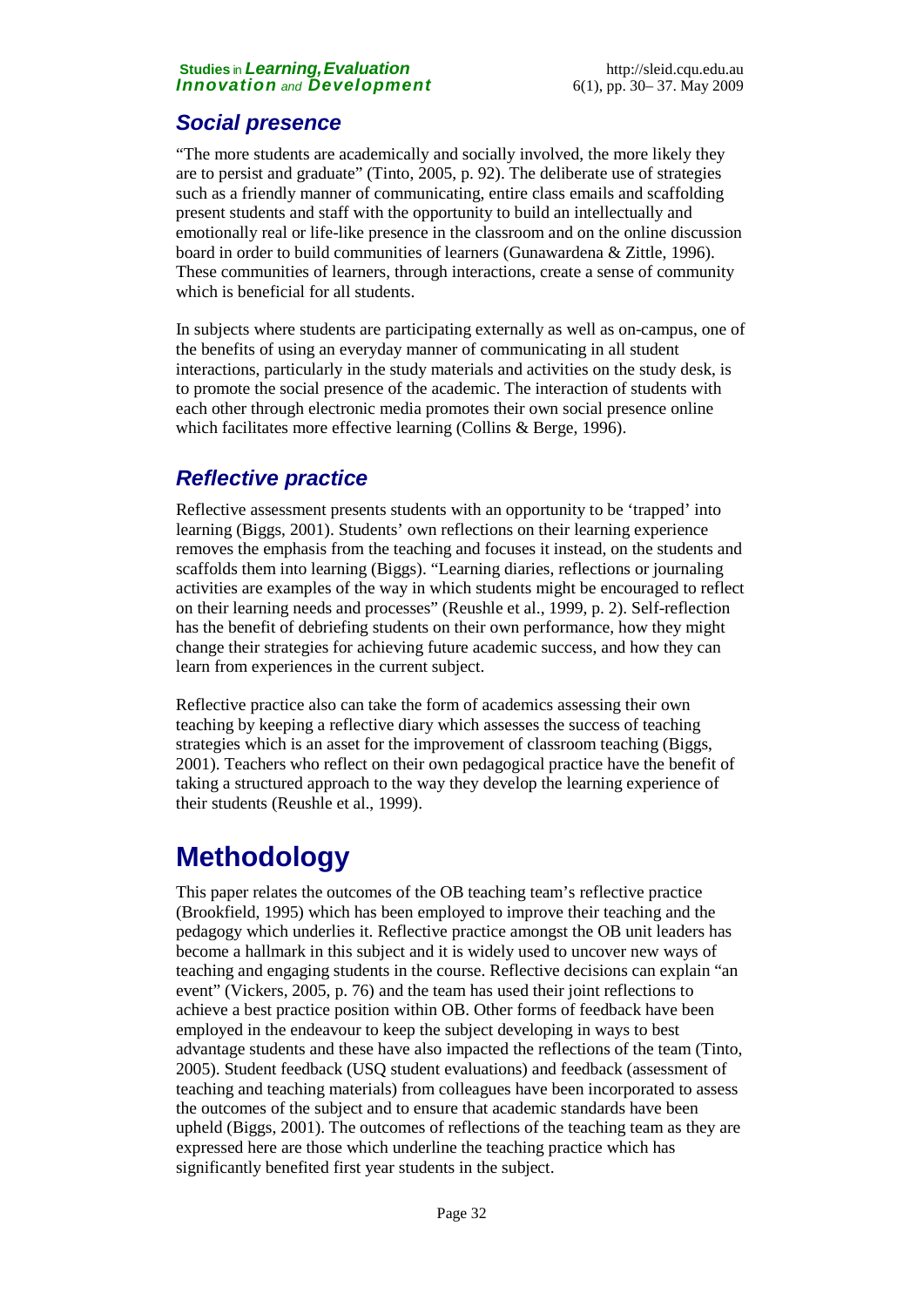## *Social presence*

"The more students are academically and socially involved, the more likely they are to persist and graduate" (Tinto, 2005, p. 92). The deliberate use of strategies such as a friendly manner of communicating, entire class emails and scaffolding present students and staff with the opportunity to build an intellectually and emotionally real or life-like presence in the classroom and on the online discussion board in order to build communities of learners (Gunawardena & Zittle, 1996). These communities of learners, through interactions, create a sense of community which is beneficial for all students.

In subjects where students are participating externally as well as on-campus, one of the benefits of using an everyday manner of communicating in all student interactions, particularly in the study materials and activities on the study desk, is to promote the social presence of the academic. The interaction of students with each other through electronic media promotes their own social presence online which facilitates more effective learning (Collins & Berge, 1996).

## *Reflective practice*

Reflective assessment presents students with an opportunity to be 'trapped' into learning (Biggs, 2001). Students' own reflections on their learning experience removes the emphasis from the teaching and focuses it instead, on the students and scaffolds them into learning (Biggs). "Learning diaries, reflections or journaling activities are examples of the way in which students might be encouraged to reflect on their learning needs and processes" (Reushle et al., 1999, p. 2). Self-reflection has the benefit of debriefing students on their own performance, how they might change their strategies for achieving future academic success, and how they can learn from experiences in the current subject.

Reflective practice also can take the form of academics assessing their own teaching by keeping a reflective diary which assesses the success of teaching strategies which is an asset for the improvement of classroom teaching (Biggs, 2001). Teachers who reflect on their own pedagogical practice have the benefit of taking a structured approach to the way they develop the learning experience of their students (Reushle et al., 1999).

# Methodology

This paper relates the outcomes of the OB teaching team's reflective practice (Brookfield, 1995) which has been employed to improve their teaching and the pedagogy which underlies it. Reflective practice amongst the OB unit leaders has become a hallmark in this subject and it is widely used to uncover new ways of teaching and engaging students in the course. Reflective decisions can explain "an event" (Vickers, 2005, p. 76) and the team has used their joint reflections to achieve a best practice position within OB. Other forms of feedback have been employed in the endeavour to keep the subject developing in ways to best advantage students and these have also impacted the reflections of the team (Tinto, 2005). Student feedback (USQ student evaluations) and feedback (assessment of teaching and teaching materials) from colleagues have been incorporated to assess the outcomes of the subject and to ensure that academic standards have been upheld (Biggs, 2001). The outcomes of reflections of the teaching team as they are expressed here are those which underline the teaching practice which has significantly benefited first year students in the subject.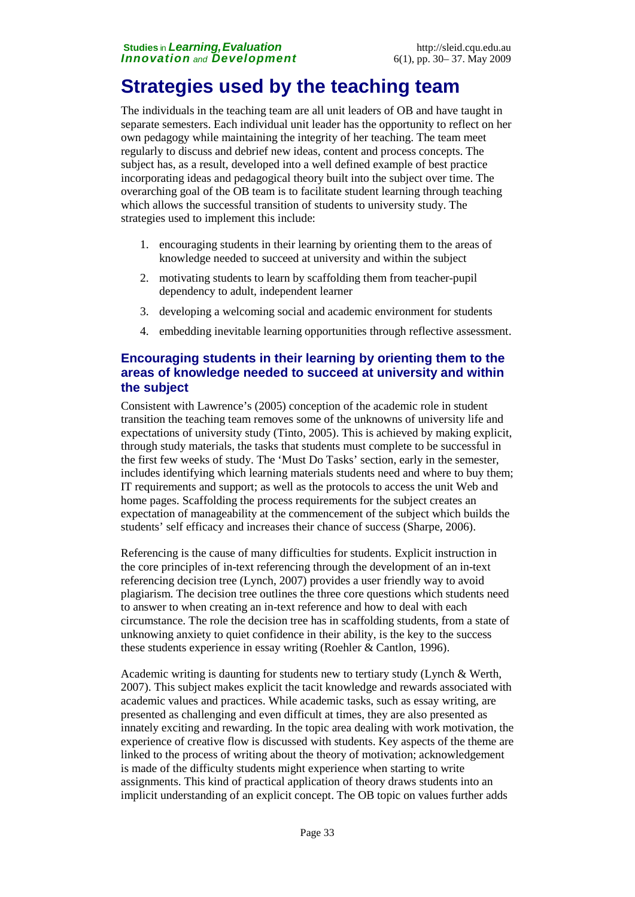# Strategies used by the teaching team

The individuals in the teaching team are all unit leaders of OB and have taught in separate semesters. Each individual unit leader has the opportunity to reflect on her own pedagogy while maintaining the integrity of her teaching. The team meet regularly to discuss and debrief new ideas, content and process concepts. The subject has, as a result, developed into a well defined example of best practice incorporating ideas and pedagogical theory built into the subject over time. The overarching goal of the OB team is to facilitate student learning through teaching which allows the successful transition of students to university study. The strategies used to implement this include:

1. encouraging students in their learning by orienting them to the areas of knowledge needed to succeed at university and within the subject
2. motivating students to learn by scaffolding them from teacher-pupil dependency to adult, independent learner
3. developing a welcoming social and academic environment for students
4. embedding inevitable learning opportunities through reflective assessment.

## Encouraging students in their learning by orienting them to the areas of knowledge needed to succeed at university and within the subject

Consistent with Lawrence's (2005) conception of the academic role in student transition the teaching team removes some of the unknowns of university life and expectations of university study (Tinto, 2005). This is achieved by making explicit, through study materials, the tasks that students must complete to be successful in the first few weeks of study. The 'Must Do Tasks' section, early in the semester, includes identifying which learning materials students need and where to buy them; IT requirements and support; as well as the protocols to access the unit Web and home pages. Scaffolding the process requirements for the subject creates an expectation of manageability at the commencement of the subject which builds the students' self efficacy and increases their chance of success (Sharpe, 2006).

Referencing is the cause of many difficulties for students. Explicit instruction in the core principles of in-text referencing through the development of an in-text referencing decision tree (Lynch, 2007) provides a user friendly way to avoid plagiarism. The decision tree outlines the three core questions which students need to answer to when creating an in-text reference and how to deal with each circumstance. The role the decision tree has in scaffolding students, from a state of unknowing anxiety to quiet confidence in their ability, is the key to the success these students experience in essay writing (Roehler & Cantlon, 1996).

Academic writing is daunting for students new to tertiary study (Lynch & Werth, 2007). This subject makes explicit the tacit knowledge and rewards associated with academic values and practices. While academic tasks, such as essay writing, are presented as challenging and even difficult at times, they are also presented as innately exciting and rewarding. In the topic area dealing with work motivation, the experience of creative flow is discussed with students. Key aspects of the theme are linked to the process of writing about the theory of motivation; acknowledgement is made of the difficulty students might experience when starting to write assignments. This kind of practical application of theory draws students into an implicit understanding of an explicit concept. The OB topic on values further adds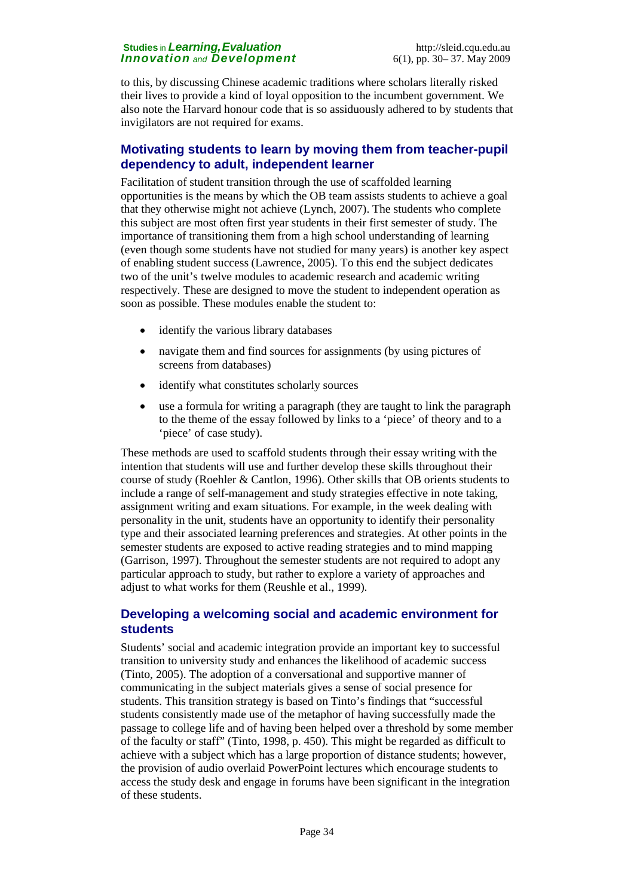to this, by discussing Chinese academic traditions where scholars literally risked their lives to provide a kind of loyal opposition to the incumbent government. We also note the Harvard honour code that is so assiduously adhered to by students that invigilators are not required for exams.

## Motivating students to learn by moving them from teacher-pupil dependency to adult, independent learner

Facilitation of student transition through the use of scaffolded learning opportunities is the means by which the OB team assists students to achieve a goal that they otherwise might not achieve (Lynch, 2007). The students who complete this subject are most often first year students in their first semester of study. The importance of transitioning them from a high school understanding of learning (even though some students have not studied for many years) is another key aspect of enabling student success (Lawrence, 2005). To this end the subject dedicates two of the unit's twelve modules to academic research and academic writing respectively. These are designed to move the student to independent operation as soon as possible. These modules enable the student to:

- identify the various library databases
- navigate them and find sources for assignments (by using pictures of screens from databases)
- identify what constitutes scholarly sources
- use a formula for writing a paragraph (they are taught to link the paragraph to the theme of the essay followed by links to a 'piece' of theory and to a 'piece' of case study).

These methods are used to scaffold students through their essay writing with the intention that students will use and further develop these skills throughout their course of study (Roehler & Cantlon, 1996). Other skills that OB orients students to include a range of self-management and study strategies effective in note taking, assignment writing and exam situations. For example, in the week dealing with personality in the unit, students have an opportunity to identify their personality type and their associated learning preferences and strategies. At other points in the semester students are exposed to active reading strategies and to mind mapping (Garrison, 1997). Throughout the semester students are not required to adopt any particular approach to study, but rather to explore a variety of approaches and adjust to what works for them (Reushle et al., 1999).

## Developing a welcoming social and academic environment for students

Students' social and academic integration provide an important key to successful transition to university study and enhances the likelihood of academic success (Tinto, 2005). The adoption of a conversational and supportive manner of communicating in the subject materials gives a sense of social presence for students. This transition strategy is based on Tinto's findings that "successful students consistently made use of the metaphor of having successfully made the passage to college life and of having been helped over a threshold by some member of the faculty or staff" (Tinto, 1998, p. 450). This might be regarded as difficult to achieve with a subject which has a large proportion of distance students; however, the provision of audio overlaid PowerPoint lectures which encourage students to access the study desk and engage in forums have been significant in the integration of these students.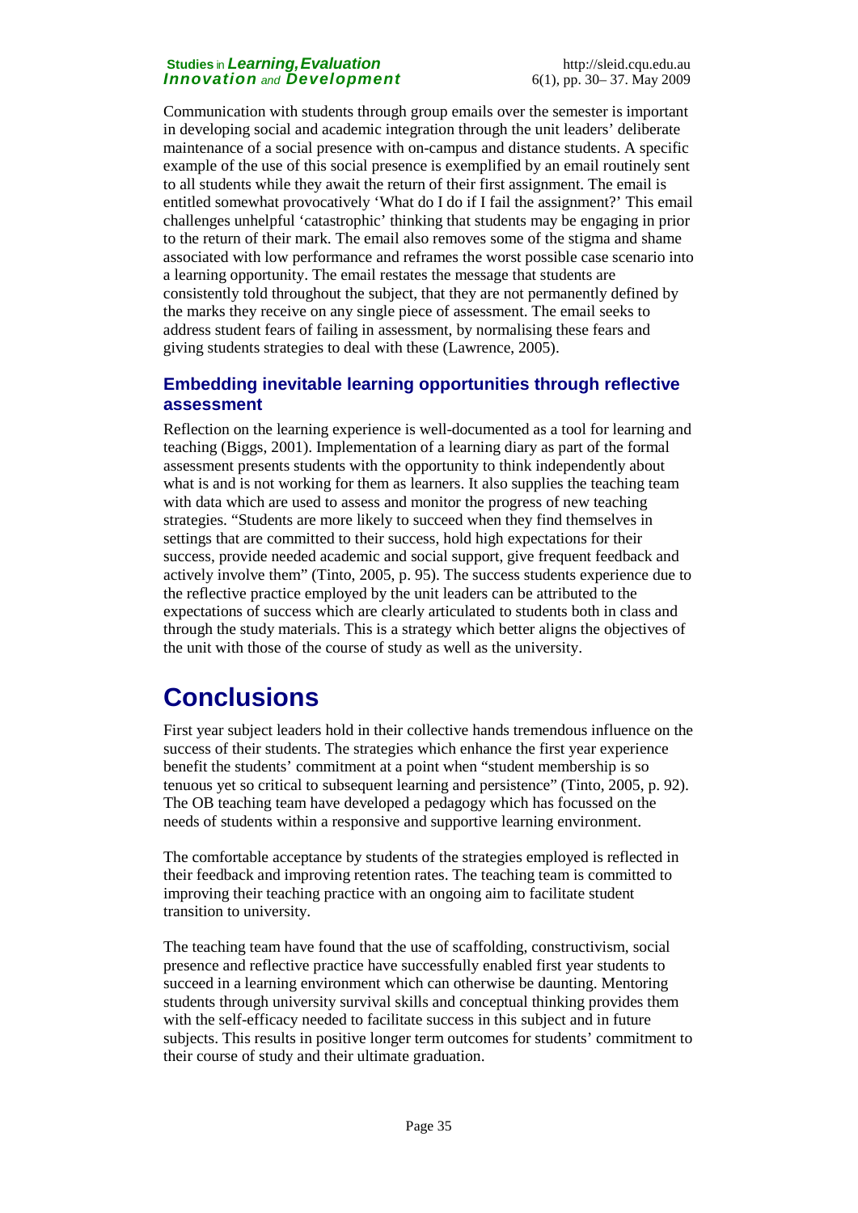Communication with students through group emails over the semester is important in developing social and academic integration through the unit leaders' deliberate maintenance of a social presence with on-campus and distance students. A specific example of the use of this social presence is exemplified by an email routinely sent to all students while they await the return of their first assignment. The email is entitled somewhat provocatively 'What do I do if I fail the assignment?' This email challenges unhelpful 'catastrophic' thinking that students may be engaging in prior to the return of their mark. The email also removes some of the stigma and shame associated with low performance and reframes the worst possible case scenario into a learning opportunity. The email restates the message that students are consistently told throughout the subject, that they are not permanently defined by the marks they receive on any single piece of assessment. The email seeks to address student fears of failing in assessment, by normalising these fears and giving students strategies to deal with these (Lawrence, 2005).

### Embedding inevitable learning opportunities through reflective assessment

Reflection on the learning experience is well-documented as a tool for learning and teaching (Biggs, 2001). Implementation of a learning diary as part of the formal assessment presents students with the opportunity to think independently about what is and is not working for them as learners. It also supplies the teaching team with data which are used to assess and monitor the progress of new teaching strategies. "Students are more likely to succeed when they find themselves in settings that are committed to their success, hold high expectations for their success, provide needed academic and social support, give frequent feedback and actively involve them" (Tinto, 2005, p. 95). The success students experience due to the reflective practice employed by the unit leaders can be attributed to the expectations of success which are clearly articulated to students both in class and through the study materials. This is a strategy which better aligns the objectives of the unit with those of the course of study as well as the university.

## Conclusions

First year subject leaders hold in their collective hands tremendous influence on the success of their students. The strategies which enhance the first year experience benefit the students' commitment at a point when "student membership is so tenuous yet so critical to subsequent learning and persistence" (Tinto, 2005, p. 92). The OB teaching team have developed a pedagogy which has focussed on the needs of students within a responsive and supportive learning environment.

The comfortable acceptance by students of the strategies employed is reflected in their feedback and improving retention rates. The teaching team is committed to improving their teaching practice with an ongoing aim to facilitate student transition to university.

The teaching team have found that the use of scaffolding, constructivism, social presence and reflective practice have successfully enabled first year students to succeed in a learning environment which can otherwise be daunting. Mentoring students through university survival skills and conceptual thinking provides them with the self-efficacy needed to facilitate success in this subject and in future subjects. This results in positive longer term outcomes for students' commitment to their course of study and their ultimate graduation.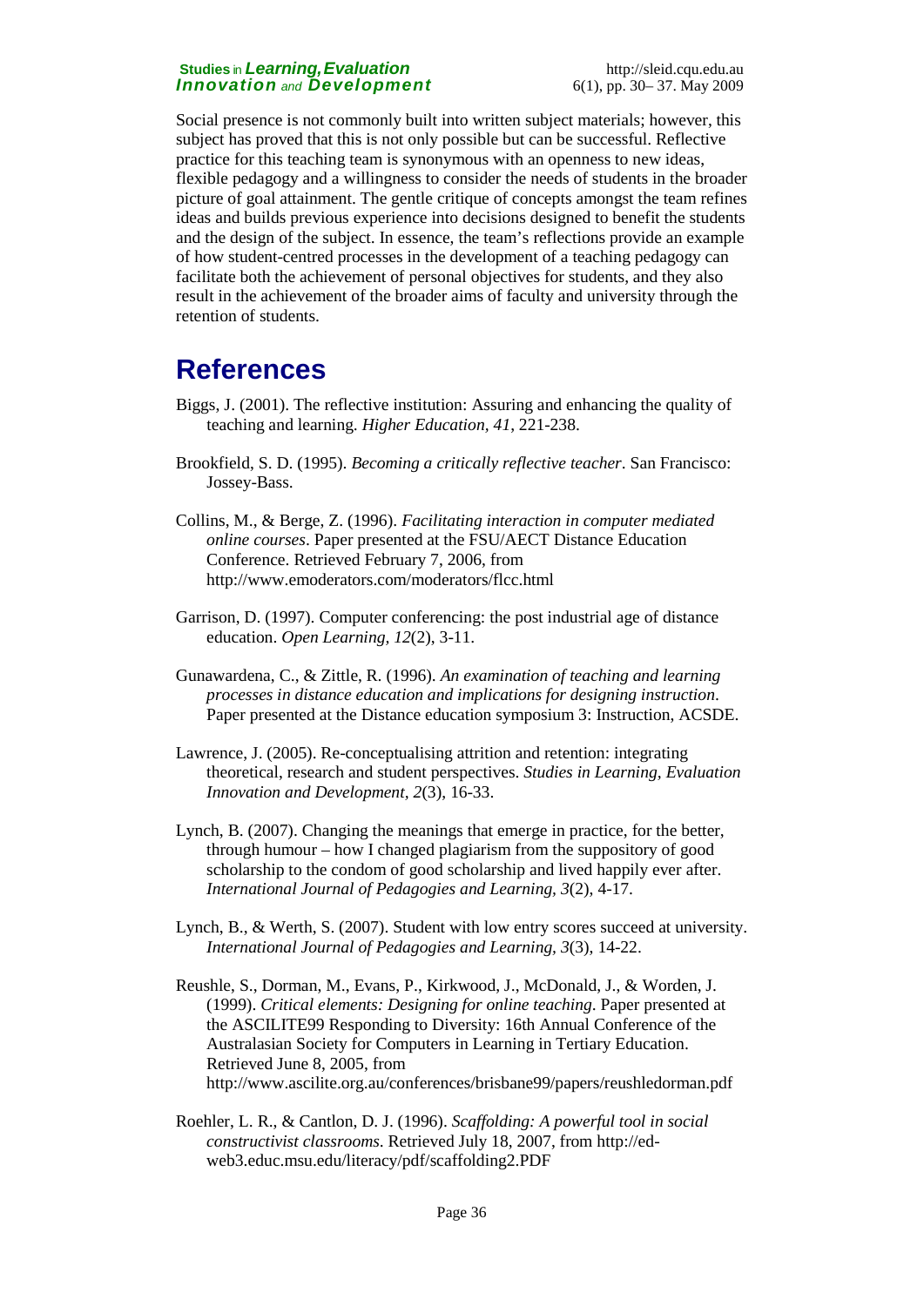Social presence is not commonly built into written subject materials; however, this subject has proved that this is not only possible but can be successful. Reflective practice for this teaching team is synonymous with an openness to new ideas, flexible pedagogy and a willingness to consider the needs of students in the broader picture of goal attainment. The gentle critique of concepts amongst the team refines ideas and builds previous experience into decisions designed to benefit the students and the design of the subject. In essence, the team's reflections provide an example of how student-centred processes in the development of a teaching pedagogy can facilitate both the achievement of personal objectives for students, and they also result in the achievement of the broader aims of faculty and university through the retention of students.

# References

Biggs, J. (2001). The reflective institution: Assuring and enhancing the quality of teaching and learning. *Higher Education, 41*, 221-238.

Brookfield, S. D. (1995). *Becoming a critically reflective teacher*. San Francisco: Jossey-Bass.

Collins, M., & Berge, Z. (1996). *Facilitating interaction in computer mediated online courses*. Paper presented at the FSU/AECT Distance Education Conference. Retrieved February 7, 2006, from http://www.emoderators.com/moderators/flcc.html

Garrison, D. (1997). Computer conferencing: the post industrial age of distance education. *Open Learning, 12*(2), 3-11.

Gunawardena, C., & Zittle, R. (1996). *An examination of teaching and learning processes in distance education and implications for designing instruction*. Paper presented at the Distance education symposium 3: Instruction, ACSDE.

Lawrence, J. (2005). Re-conceptualising attrition and retention: integrating theoretical, research and student perspectives. *Studies in Learning, Evaluation Innovation and Development, 2*(3), 16-33.

Lynch, B. (2007). Changing the meanings that emerge in practice, for the better, through humour – how I changed plagiarism from the suppository of good scholarship to the condom of good scholarship and lived happily ever after. *International Journal of Pedagogies and Learning, 3*(2), 4-17.

Lynch, B., & Werth, S. (2007). Student with low entry scores succeed at university. *International Journal of Pedagogies and Learning, 3*(3), 14-22.

Reushle, S., Dorman, M., Evans, P., Kirkwood, J., McDonald, J., & Worden, J. (1999). *Critical elements: Designing for online teaching*. Paper presented at the ASCILITE99 Responding to Diversity: 16th Annual Conference of the Australasian Society for Computers in Learning in Tertiary Education. Retrieved June 8, 2005, from http://www.ascilite.org.au/conferences/brisbane99/papers/reushledorman.pdf

Roehler, L. R., & Cantlon, D. J. (1996). *Scaffolding: A powerful tool in social constructivist classrooms*. Retrieved July 18, 2007, from http://ed-web3.educ.msu.edu/literacy/pdf/scaffolding2.PDF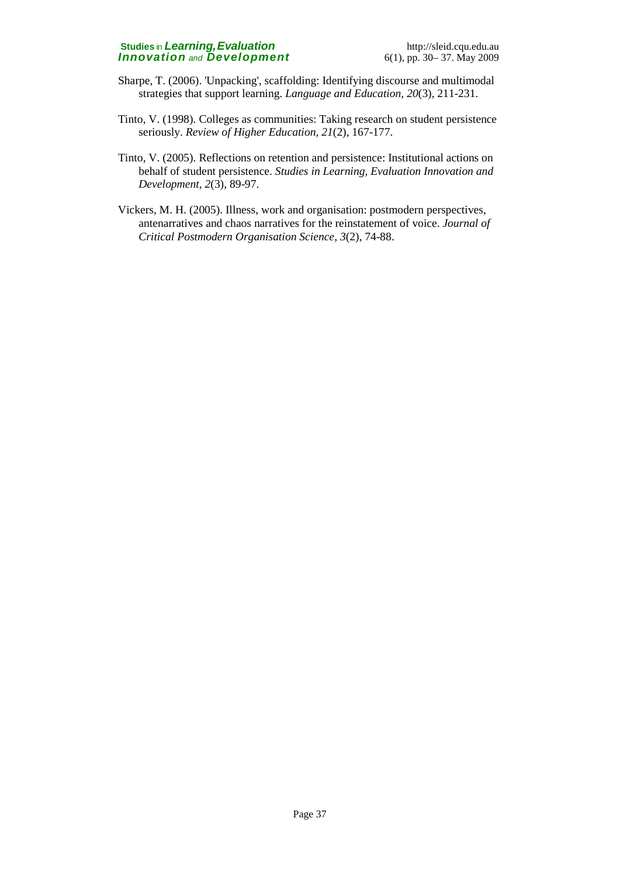Sharpe, T. (2006). 'Unpacking', scaffolding: Identifying discourse and multimodal strategies that support learning. *Language and Education, 20*(3), 211-231.

Tinto, V. (1998). Colleges as communities: Taking research on student persistence seriously. *Review of Higher Education, 21*(2), 167-177.

Tinto, V. (2005). Reflections on retention and persistence: Institutional actions on behalf of student persistence. *Studies in Learning, Evaluation Innovation and Development, 2*(3), 89-97.

Vickers, M. H. (2005). Illness, work and organisation: postmodern perspectives, antenarratives and chaos narratives for the reinstatement of voice. *Journal of Critical Postmodern Organisation Science, 3*(2), 74-88.